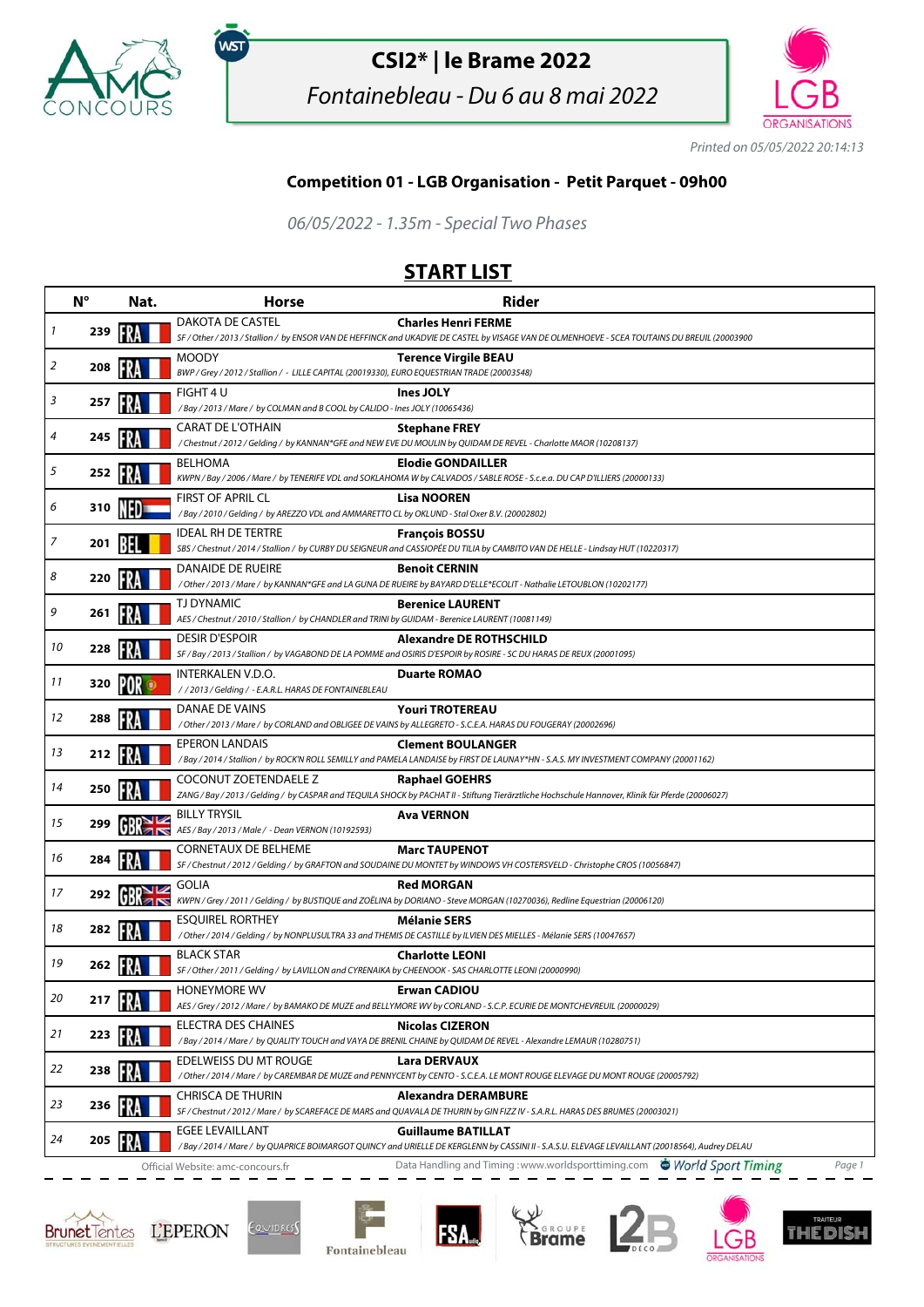# CSI2* | le Brame 2022

*Fontainebleau - Du 6 au 8 mai 2022*

*Printed on 05/05/2022 20:14:13*

## Competition 01 - LGB Organisation - Petit Parquet - 09h00

*06/05/2022 - 1.35m - Special Two Phases*

## START LIST

| | N° | Nat. | Horse | Rider |
|---|---|---|---|---|
| 1 | 239 | FRA | DAKOTA DE CASTEL<br>*SF / Other / 2013 / Stallion / by ENSOR VAN DE HEFFINCK and UKADVIE DE CASTEL by VISAGE VAN DE OLMENHOEVE - SCEA TOUTAINS DU BREUIL (20003900* | **Charles Henri FERME** |
| 2 | 208 | FRA | MOODY<br>*BWP / Grey / 2012 / Stallion / - LILLE CAPITAL (20019330), EURO EQUESTRIAN TRADE (20003548)* | **Terence Virgile BEAU** |
| 3 | 257 | FRA | FIGHT 4 U<br>*/ Bay / 2013 / Mare / by COLMAN and B COOL by CALIDO - Ines JOLY (10065436)* | **Ines JOLY** |
| 4 | 245 | FRA | CARAT DE L'OTHAIN<br>*/ Chestnut / 2012 / Gelding / by KANNAN*GFE and NEW EVE DU MOULIN by QUIDAM DE REVEL - Charlotte MAOR (10208137)* | **Stephane FREY** |
| 5 | 252 | FRA | BELHOMA<br>*KWPN / Bay / 2006 / Mare / by TENERIFE VDL and SOKLAHOMA W by CALVADOS / SABLE ROSE - S.c.e.a. DU CAP D'ILLIERS (20000133)* | **Elodie GONDAILLER** |
| 6 | 310 | NED | FIRST OF APRIL CL<br>*/ Bay / 2010 / Gelding / by AREZZO VDL and AMMARETTO CL by OKLUND - Stal Oxer B.V. (20002802)* | **Lisa NOOREN** |
| 7 | 201 | BEL | IDEAL RH DE TERTRE<br>*SBS / Chestnut / 2014 / Stallion / by CURBY DU SEIGNEUR and CASSIOPÉE DU TILIA by CAMBITO VAN DE HELLE - Lindsay HUT (10220317)* | **François BOSSU** |
| 8 | 220 | FRA | DANAIDE DE RUEIRE<br>*/ Other / 2013 / Mare / by KANNAN*GFE and LA GUNA DE RUEIRE by BAYARD D'ELLE*ECOLIT - Nathalie LETOUBLON (10202177)* | **Benoit CERNIN** |
| 9 | 261 | FRA | TJ DYNAMIC<br>*AES / Chestnut / 2010 / Stallion / by CHANDLER and TRINI by GUIDAM - Berenice LAURENT (10081149)* | **Berenice LAURENT** |
| 10 | 228 | FRA | DESIR D'ESPOIR<br>*SF / Bay / 2013 / Stallion / by VAGABOND DE LA POMME and OSIRIS D'ESPOIR by ROSIRE - SC DU HARAS DE REUX (20001095)* | **Alexandre DE ROTHSCHILD** |
| 11 | 320 | POR | INTERKALEN V.D.O.<br>*/ / 2013 / Gelding / - E.A.R.L. HARAS DE FONTAINEBLEAU* | **Duarte ROMAO** |
| 12 | 288 | FRA | DANAE DE VAINS<br>*/ Other / 2013 / Mare / by CORLAND and OBLIGEE DE VAINS by ALLEGRETO - S.C.E.A. HARAS DU FOUGERAY (20002696)* | **Youri TROTEREAU** |
| 13 | 212 | FRA | EPERON LANDAIS<br>*/ Bay / 2014 / Stallion / by ROCK'N ROLL SEMILLY and PAMELA LANDAISE by FIRST DE LAUNAY*HN - S.A.S. MY INVESTMENT COMPANY (20001162)* | **Clement BOULANGER** |
| 14 | 250 | FRA | COCONUT ZOETENDAELE Z<br>*ZANG / Bay / 2013 / Gelding / by CASPAR and TEQUILA SHOCK by PACHAT II - Stiftung Tierärztliche Hochschule Hannover, Klinik für Pferde (20006027)* | **Raphael GOEHRS** |
| 15 | 299 | GBR | BILLY TRYSIL<br>*AES / Bay / 2013 / Male / - Dean VERNON (10192593)* | **Ava VERNON** |
| 16 | 284 | FRA | CORNETAUX DE BELHEME<br>*SF / Chestnut / 2012 / Gelding / by GRAFTON and SOUDAINE DU MONTET by WINDOWS VH COSTERSVELD - Christophe CROS (10056847)* | **Marc TAUPENOT** |
| 17 | 292 | GBR | GOLIA<br>*KWPN / Grey / 2011 / Gelding / by BUSTIQUE and ZOËLINA by DORIANO - Steve MORGAN (10270036), Redline Equestrian (20006120)* | **Red MORGAN** |
| 18 | 282 | FRA | ESQUIREL RORTHEY<br>*/ Other / 2014 / Gelding / by NONPLUSULTRA 33 and THEMIS DE CASTILLE by ILVIEN DES MIELLES - Mélanie SERS (10047657)* | **Mélanie SERS** |
| 19 | 262 | FRA | BLACK STAR<br>*SF / Other / 2011 / Gelding / by LAVILLON and CYRENAIKA by CHEENOOK - SAS CHARLOTTE LEONI (20000990)* | **Charlotte LEONI** |
| 20 | 217 | FRA | HONEYMORE WV<br>*AES / Grey / 2012 / Mare / by BAMAKO DE MUZE and BELLYMORE WV by CORLAND - S.C.P. ECURIE DE MONTCHEVREUIL (20000029)* | **Erwan CADIOU** |
| 21 | 223 | FRA | ELECTRA DES CHAINES<br>*/ Bay / 2014 / Mare / by QUALITY TOUCH and VAYA DE BRENIL CHAINE by QUIDAM DE REVEL - Alexandre LEMAUR (10280751)* | **Nicolas CIZERON** |
| 22 | 238 | FRA | EDELWEISS DU MT ROUGE<br>*/ Other / 2014 / Mare / by CAREMBAR DE MUZE and PENNYCENT by CENTO - S.C.E.A. LE MONT ROUGE ELEVAGE DU MONT ROUGE (20005792)* | **Lara DERVAUX** |
| 23 | 236 | FRA | CHRISCA DE THURIN<br>*SF / Chestnut / 2012 / Mare / by SCAREFACE DE MARS and QUAVALA DE THURIN by GIN FIZZ IV - S.A.R.L. HARAS DES BRUMES (20003021)* | **Alexandra DERAMBURE** |
| 24 | 205 | FRA | EGEE LEVAILLANT<br>*/ Bay / 2014 / Mare / by QUAPRICE BOIMARGOT QUINCY and URIELLE DE KERGLENN by CASSINI II - S.A.S.U. ELEVAGE LEVAILLANT (20018564), Audrey DELAU* | **Guillaume BATILLAT** |

Official Website: amc-concours.fr — Data Handling and Timing : www.worldsporttiming.com — World Sport Timing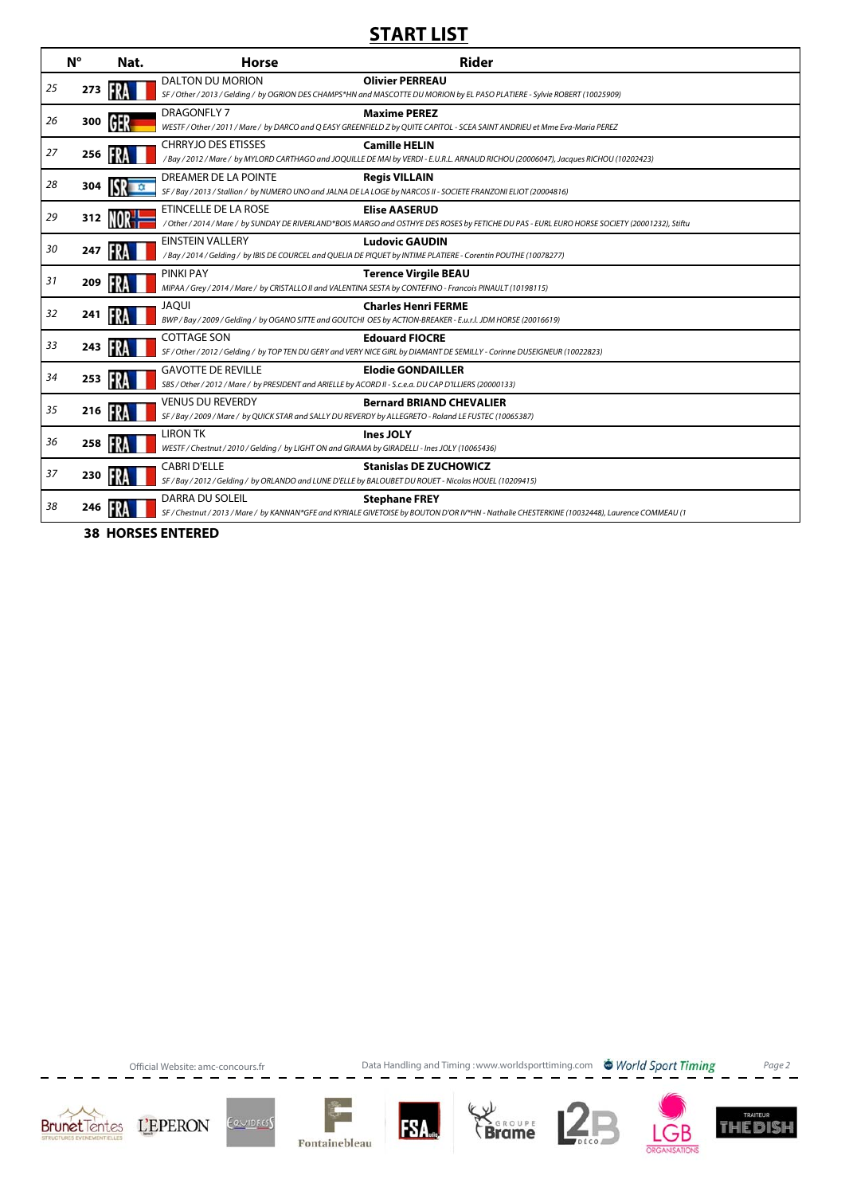# START LIST

| | N° | Nat. | Horse | Rider |
|---|---|---|---|---|
| 25 | 273 | FRA | DALTON DU MORION<br>*SF / Other / 2013 / Gelding / by OGRION DES CHAMPS*HN and MASCOTTE DU MORION by EL PASO PLATIERE - Sylvie ROBERT (10025909)* | **Olivier PERREAU** |
| 26 | 300 | GER | DRAGONFLY 7<br>*WESTF / Other / 2011 / Mare / by DARCO and Q EASY GREENFIELD Z by QUITE CAPITOL - SCEA SAINT ANDRIEU et Mme Eva-Maria PEREZ* | **Maxime PEREZ** |
| 27 | 256 | FRA | CHRRYJO DES ETISSES<br>*/ Bay / 2012 / Mare / by MYLORD CARTHAGO and JOQUILLE DE MAI by VERDI - E.U.R.L. ARNAUD RICHOU (20006047), Jacques RICHOU (10202423)* | **Camille HELIN** |
| 28 | 304 | ISR | DREAMER DE LA POINTE<br>*SF / Bay / 2013 / Stallion / by NUMERO UNO and JALNA DE LA LOGE by NARCOS II - SOCIETE FRANZONI ELIOT (20004816)* | **Regis VILLAIN** |
| 29 | 312 | NOR | ETINCELLE DE LA ROSE<br>*/ Other / 2014 / Mare / by SUNDAY DE RIVERLAND*BOIS MARGO and OSTHYE DES ROSES by FETICHE DU PAS - EURL EURO HORSE SOCIETY (20001232), Stiftu* | **Elise AASERUD** |
| 30 | 247 | FRA | EINSTEIN VALLERY<br>*/ Bay / 2014 / Gelding / by IBIS DE COURCEL and QUELIA DE PIQUET by INTIME PLATIERE - Corentin POUTHE (10078277)* | **Ludovic GAUDIN** |
| 31 | 209 | FRA | PINKI PAY<br>*MIPAA / Grey / 2014 / Mare / by CRISTALLO II and VALENTINA SESTA by CONTEFINO - Francois PINAULT (10198115)* | **Terence Virgile BEAU** |
| 32 | 241 | FRA | JAQUI<br>*BWP / Bay / 2009 / Gelding / by OGANO SITTE and GOUTCHI OES by ACTION-BREAKER - E.u.r.l. JDM HORSE (20016619)* | **Charles Henri FERME** |
| 33 | 243 | FRA | COTTAGE SON<br>*SF / Other / 2012 / Gelding / by TOP TEN DU GERY and VERY NICE GIRL by DIAMANT DE SEMILLY - Corinne DUSEIGNEUR (10022823)* | **Edouard FIOCRE** |
| 34 | 253 | FRA | GAVOTTE DE REVILLE<br>*SBS / Other / 2012 / Mare / by PRESIDENT and ARIELLE by ACORD II - S.c.e.a. DU CAP D'ILLIERS (20000133)* | **Elodie GONDAILLER** |
| 35 | 216 | FRA | VENUS DU REVERDY<br>*SF / Bay / 2009 / Mare / by QUICK STAR and SALLY DU REVERDY by ALLEGRETO - Roland LE FUSTEC (10065387)* | **Bernard BRIAND CHEVALIER** |
| 36 | 258 | FRA | LIRON TK<br>*WESTF / Chestnut / 2010 / Gelding / by LIGHT ON and GIRAMA by GIRADELLI - Ines JOLY (10065436)* | **Ines JOLY** |
| 37 | 230 | FRA | CABRI D'ELLE<br>*SF / Bay / 2012 / Gelding / by ORLANDO and LUNE D'ELLE by BALOUBET DU ROUET - Nicolas HOUEL (10209415)* | **Stanislas DE ZUCHOWICZ** |
| 38 | 246 | FRA | DARRA DU SOLEIL<br>*SF / Chestnut / 2013 / Mare / by KANNAN*GFE and KYRIALE GIVETOISE by BOUTON D'OR IV*HN - Nathalie CHESTERKINE (10032448), Laurence COMMEAU (1* | **Stephane FREY** |

**38 HORSES ENTERED**

Official Website: amc-concours.fr

Data Handling and Timing : www.worldsporttiming.com World Sport Timing